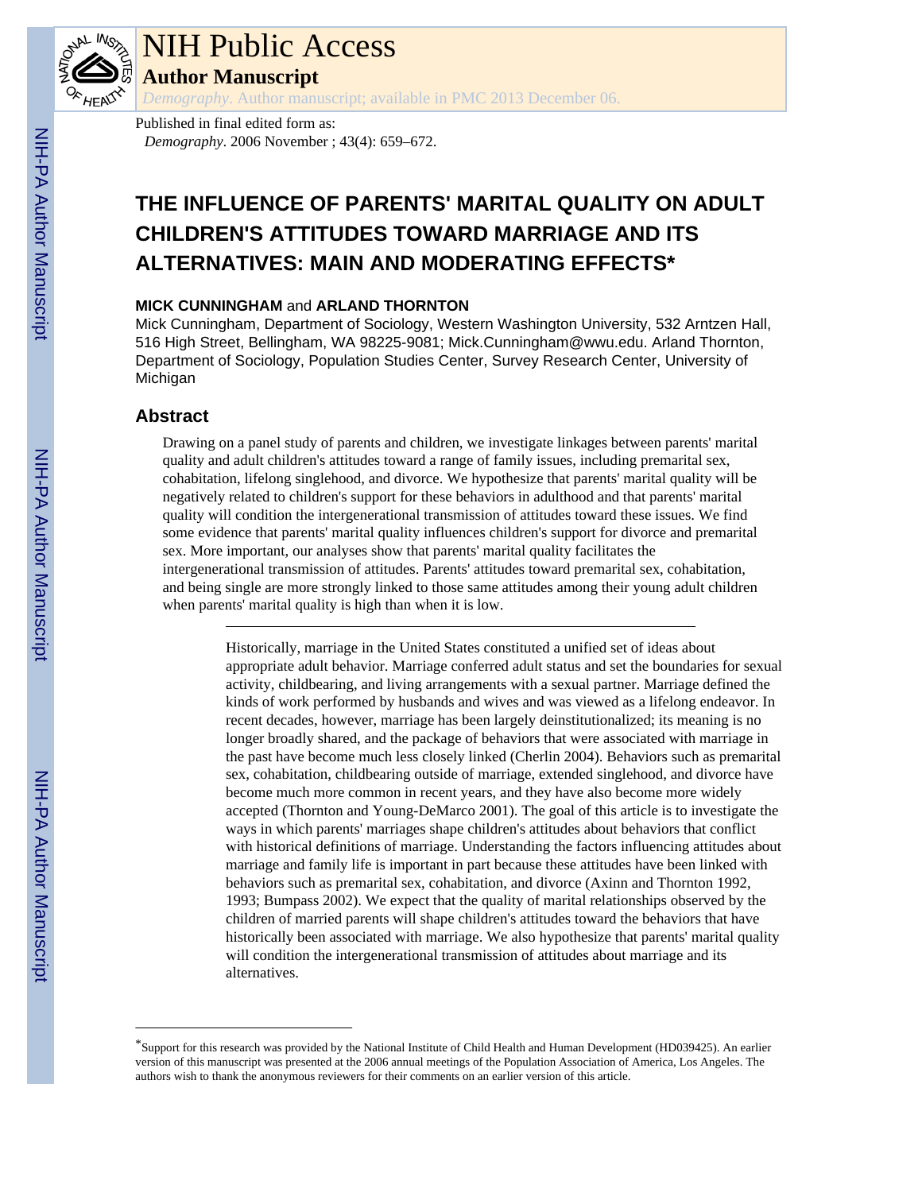# NIH Public Access

## Author Manuscript

*Demography*. Author manuscript; available in PMC 2013 December 06.

Published in final edited form as:
*Demography*. 2006 November ; 43(4): 659–672.

# THE INFLUENCE OF PARENTS' MARITAL QUALITY ON ADULT CHILDREN'S ATTITUDES TOWARD MARRIAGE AND ITS ALTERNATIVES: MAIN AND MODERATING EFFECTS*

**MICK CUNNINGHAM** and **ARLAND THORNTON**

Mick Cunningham, Department of Sociology, Western Washington University, 532 Arntzen Hall, 516 High Street, Bellingham, WA 98225-9081; Mick.Cunningham@wwu.edu. Arland Thornton, Department of Sociology, Population Studies Center, Survey Research Center, University of Michigan

## Abstract

Drawing on a panel study of parents and children, we investigate linkages between parents' marital quality and adult children's attitudes toward a range of family issues, including premarital sex, cohabitation, lifelong singlehood, and divorce. We hypothesize that parents' marital quality will be negatively related to children's support for these behaviors in adulthood and that parents' marital quality will condition the intergenerational transmission of attitudes toward these issues. We find some evidence that parents' marital quality influences children's support for divorce and premarital sex. More important, our analyses show that parents' marital quality facilitates the intergenerational transmission of attitudes. Parents' attitudes toward premarital sex, cohabitation, and being single are more strongly linked to those same attitudes among their young adult children when parents' marital quality is high than when it is low.

---

Historically, marriage in the United States constituted a unified set of ideas about appropriate adult behavior. Marriage conferred adult status and set the boundaries for sexual activity, childbearing, and living arrangements with a sexual partner. Marriage defined the kinds of work performed by husbands and wives and was viewed as a lifelong endeavor. In recent decades, however, marriage has been largely deinstitutionalized; its meaning is no longer broadly shared, and the package of behaviors that were associated with marriage in the past have become much less closely linked (Cherlin 2004). Behaviors such as premarital sex, cohabitation, childbearing outside of marriage, extended singlehood, and divorce have become much more common in recent years, and they have also become more widely accepted (Thornton and Young-DeMarco 2001). The goal of this article is to investigate the ways in which parents' marriages shape children's attitudes about behaviors that conflict with historical definitions of marriage. Understanding the factors influencing attitudes about marriage and family life is important in part because these attitudes have been linked with behaviors such as premarital sex, cohabitation, and divorce (Axinn and Thornton 1992, 1993; Bumpass 2002). We expect that the quality of marital relationships observed by the children of married parents will shape children's attitudes toward the behaviors that have historically been associated with marriage. We also hypothesize that parents' marital quality will condition the intergenerational transmission of attitudes about marriage and its alternatives.

---

*Support for this research was provided by the National Institute of Child Health and Human Development (HD039425). An earlier version of this manuscript was presented at the 2006 annual meetings of the Population Association of America, Los Angeles. The authors wish to thank the anonymous reviewers for their comments on an earlier version of this article.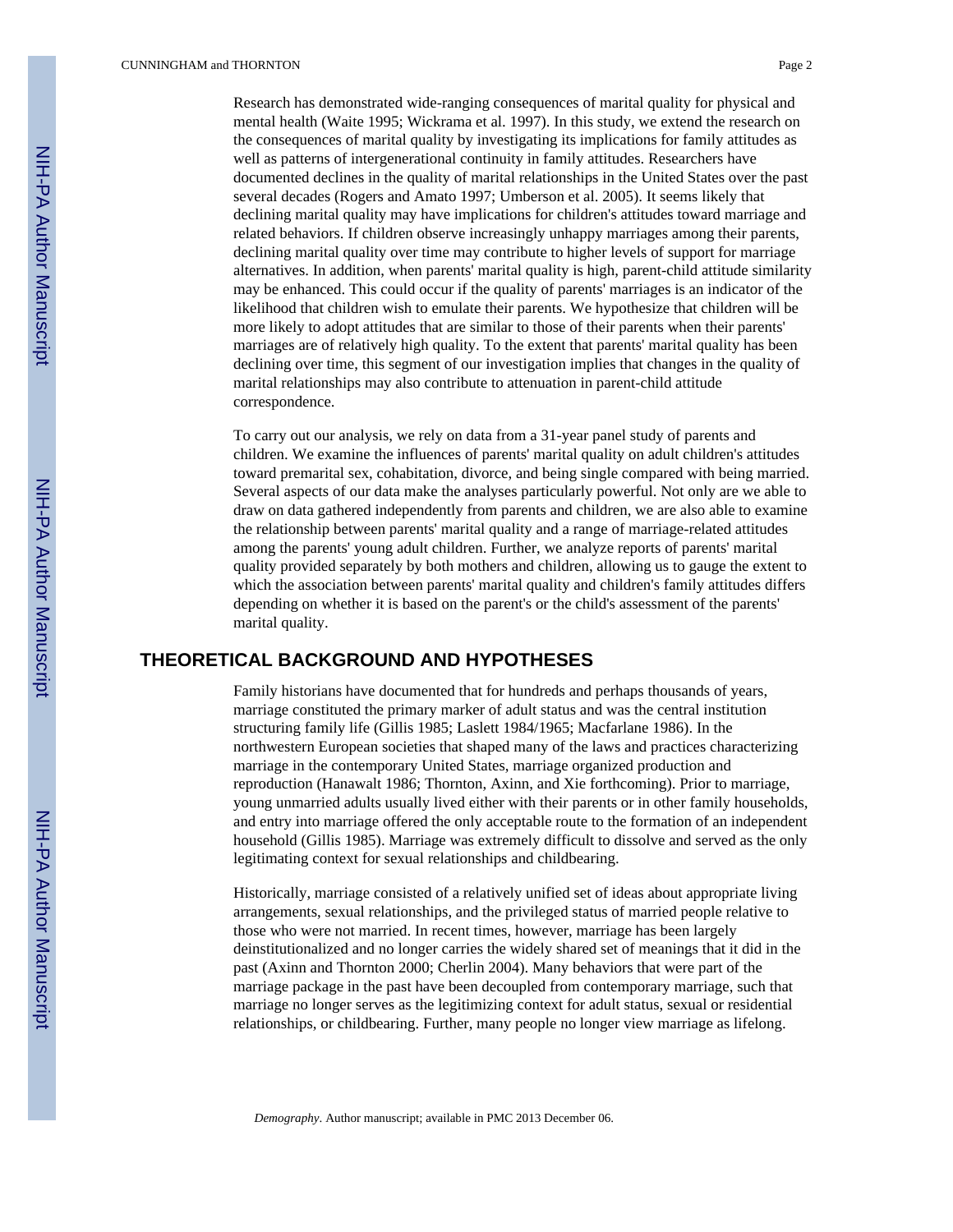Research has demonstrated wide-ranging consequences of marital quality for physical and mental health (Waite 1995; Wickrama et al. 1997). In this study, we extend the research on the consequences of marital quality by investigating its implications for family attitudes as well as patterns of intergenerational continuity in family attitudes. Researchers have documented declines in the quality of marital relationships in the United States over the past several decades (Rogers and Amato 1997; Umberson et al. 2005). It seems likely that declining marital quality may have implications for children's attitudes toward marriage and related behaviors. If children observe increasingly unhappy marriages among their parents, declining marital quality over time may contribute to higher levels of support for marriage alternatives. In addition, when parents' marital quality is high, parent-child attitude similarity may be enhanced. This could occur if the quality of parents' marriages is an indicator of the likelihood that children wish to emulate their parents. We hypothesize that children will be more likely to adopt attitudes that are similar to those of their parents when their parents' marriages are of relatively high quality. To the extent that parents' marital quality has been declining over time, this segment of our investigation implies that changes in the quality of marital relationships may also contribute to attenuation in parent-child attitude correspondence.

To carry out our analysis, we rely on data from a 31-year panel study of parents and children. We examine the influences of parents' marital quality on adult children's attitudes toward premarital sex, cohabitation, divorce, and being single compared with being married. Several aspects of our data make the analyses particularly powerful. Not only are we able to draw on data gathered independently from parents and children, we are also able to examine the relationship between parents' marital quality and a range of marriage-related attitudes among the parents' young adult children. Further, we analyze reports of parents' marital quality provided separately by both mothers and children, allowing us to gauge the extent to which the association between parents' marital quality and children's family attitudes differs depending on whether it is based on the parent's or the child's assessment of the parents' marital quality.

## THEORETICAL BACKGROUND AND HYPOTHESES

Family historians have documented that for hundreds and perhaps thousands of years, marriage constituted the primary marker of adult status and was the central institution structuring family life (Gillis 1985; Laslett 1984/1965; Macfarlane 1986). In the northwestern European societies that shaped many of the laws and practices characterizing marriage in the contemporary United States, marriage organized production and reproduction (Hanawalt 1986; Thornton, Axinn, and Xie forthcoming). Prior to marriage, young unmarried adults usually lived either with their parents or in other family households, and entry into marriage offered the only acceptable route to the formation of an independent household (Gillis 1985). Marriage was extremely difficult to dissolve and served as the only legitimating context for sexual relationships and childbearing.

Historically, marriage consisted of a relatively unified set of ideas about appropriate living arrangements, sexual relationships, and the privileged status of married people relative to those who were not married. In recent times, however, marriage has been largely deinstitutionalized and no longer carries the widely shared set of meanings that it did in the past (Axinn and Thornton 2000; Cherlin 2004). Many behaviors that were part of the marriage package in the past have been decoupled from contemporary marriage, such that marriage no longer serves as the legitimizing context for adult status, sexual or residential relationships, or childbearing. Further, many people no longer view marriage as lifelong.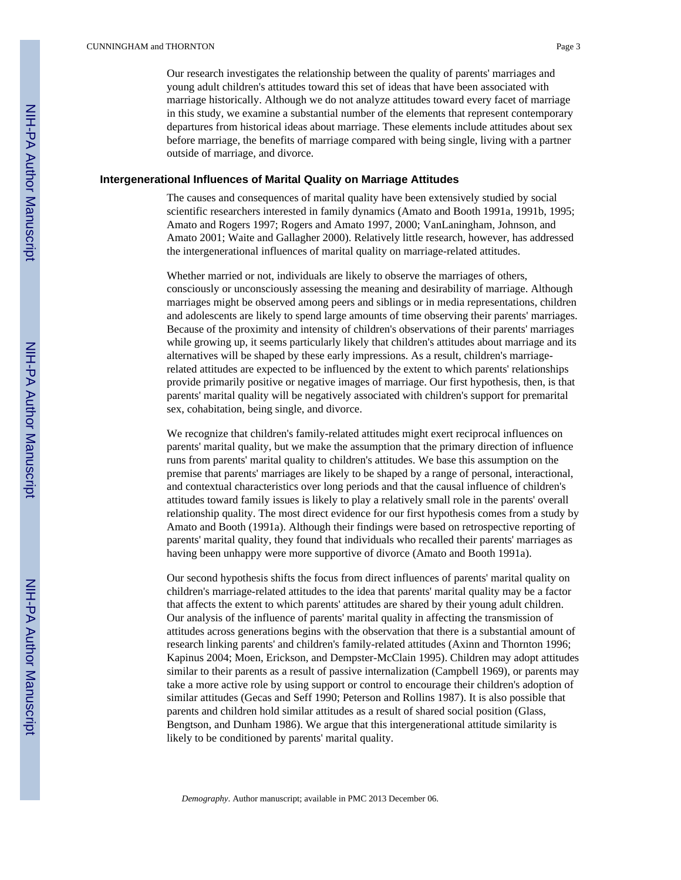Our research investigates the relationship between the quality of parents' marriages and young adult children's attitudes toward this set of ideas that have been associated with marriage historically. Although we do not analyze attitudes toward every facet of marriage in this study, we examine a substantial number of the elements that represent contemporary departures from historical ideas about marriage. These elements include attitudes about sex before marriage, the benefits of marriage compared with being single, living with a partner outside of marriage, and divorce.

## Intergenerational Influences of Marital Quality on Marriage Attitudes

The causes and consequences of marital quality have been extensively studied by social scientific researchers interested in family dynamics (Amato and Booth 1991a, 1991b, 1995; Amato and Rogers 1997; Rogers and Amato 1997, 2000; VanLaningham, Johnson, and Amato 2001; Waite and Gallagher 2000). Relatively little research, however, has addressed the intergenerational influences of marital quality on marriage-related attitudes.

Whether married or not, individuals are likely to observe the marriages of others, consciously or unconsciously assessing the meaning and desirability of marriage. Although marriages might be observed among peers and siblings or in media representations, children and adolescents are likely to spend large amounts of time observing their parents' marriages. Because of the proximity and intensity of children's observations of their parents' marriages while growing up, it seems particularly likely that children's attitudes about marriage and its alternatives will be shaped by these early impressions. As a result, children's marriage-related attitudes are expected to be influenced by the extent to which parents' relationships provide primarily positive or negative images of marriage. Our first hypothesis, then, is that parents' marital quality will be negatively associated with children's support for premarital sex, cohabitation, being single, and divorce.

We recognize that children's family-related attitudes might exert reciprocal influences on parents' marital quality, but we make the assumption that the primary direction of influence runs from parents' marital quality to children's attitudes. We base this assumption on the premise that parents' marriages are likely to be shaped by a range of personal, interactional, and contextual characteristics over long periods and that the causal influence of children's attitudes toward family issues is likely to play a relatively small role in the parents' overall relationship quality. The most direct evidence for our first hypothesis comes from a study by Amato and Booth (1991a). Although their findings were based on retrospective reporting of parents' marital quality, they found that individuals who recalled their parents' marriages as having been unhappy were more supportive of divorce (Amato and Booth 1991a).

Our second hypothesis shifts the focus from direct influences of parents' marital quality on children's marriage-related attitudes to the idea that parents' marital quality may be a factor that affects the extent to which parents' attitudes are shared by their young adult children. Our analysis of the influence of parents' marital quality in affecting the transmission of attitudes across generations begins with the observation that there is a substantial amount of research linking parents' and children's family-related attitudes (Axinn and Thornton 1996; Kapinus 2004; Moen, Erickson, and Dempster-McClain 1995). Children may adopt attitudes similar to their parents as a result of passive internalization (Campbell 1969), or parents may take a more active role by using support or control to encourage their children's adoption of similar attitudes (Gecas and Seff 1990; Peterson and Rollins 1987). It is also possible that parents and children hold similar attitudes as a result of shared social position (Glass, Bengtson, and Dunham 1986). We argue that this intergenerational attitude similarity is likely to be conditioned by parents' marital quality.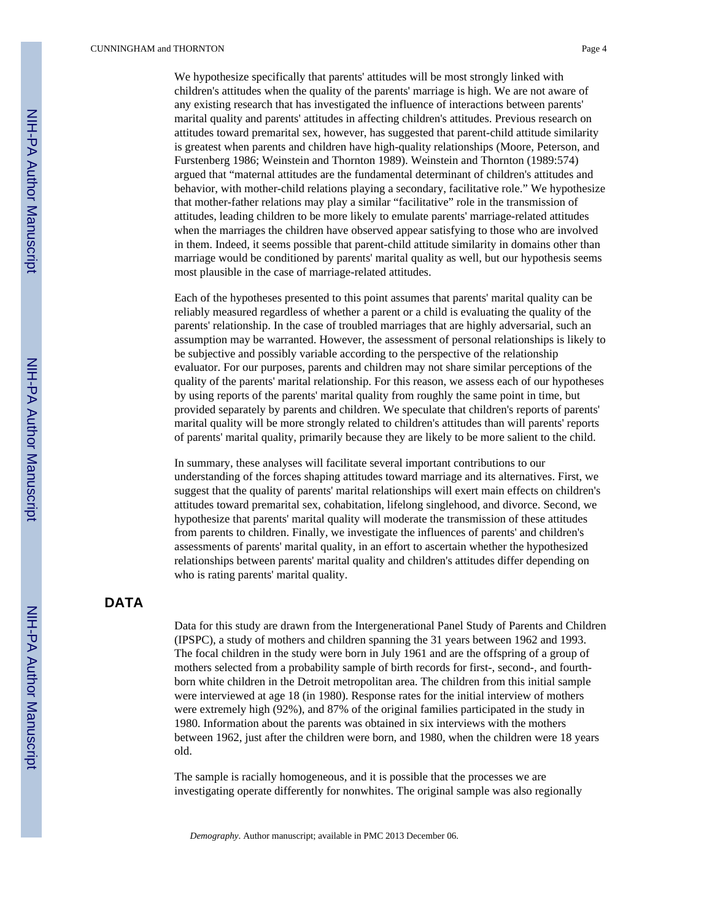We hypothesize specifically that parents' attitudes will be most strongly linked with children's attitudes when the quality of the parents' marriage is high. We are not aware of any existing research that has investigated the influence of interactions between parents' marital quality and parents' attitudes in affecting children's attitudes. Previous research on attitudes toward premarital sex, however, has suggested that parent-child attitude similarity is greatest when parents and children have high-quality relationships (Moore, Peterson, and Furstenberg 1986; Weinstein and Thornton 1989). Weinstein and Thornton (1989:574) argued that "maternal attitudes are the fundamental determinant of children's attitudes and behavior, with mother-child relations playing a secondary, facilitative role." We hypothesize that mother-father relations may play a similar "facilitative" role in the transmission of attitudes, leading children to be more likely to emulate parents' marriage-related attitudes when the marriages the children have observed appear satisfying to those who are involved in them. Indeed, it seems possible that parent-child attitude similarity in domains other than marriage would be conditioned by parents' marital quality as well, but our hypothesis seems most plausible in the case of marriage-related attitudes.

Each of the hypotheses presented to this point assumes that parents' marital quality can be reliably measured regardless of whether a parent or a child is evaluating the quality of the parents' relationship. In the case of troubled marriages that are highly adversarial, such an assumption may be warranted. However, the assessment of personal relationships is likely to be subjective and possibly variable according to the perspective of the relationship evaluator. For our purposes, parents and children may not share similar perceptions of the quality of the parents' marital relationship. For this reason, we assess each of our hypotheses by using reports of the parents' marital quality from roughly the same point in time, but provided separately by parents and children. We speculate that children's reports of parents' marital quality will be more strongly related to children's attitudes than will parents' reports of parents' marital quality, primarily because they are likely to be more salient to the child.

In summary, these analyses will facilitate several important contributions to our understanding of the forces shaping attitudes toward marriage and its alternatives. First, we suggest that the quality of parents' marital relationships will exert main effects on children's attitudes toward premarital sex, cohabitation, lifelong singlehood, and divorce. Second, we hypothesize that parents' marital quality will moderate the transmission of these attitudes from parents to children. Finally, we investigate the influences of parents' and children's assessments of parents' marital quality, in an effort to ascertain whether the hypothesized relationships between parents' marital quality and children's attitudes differ depending on who is rating parents' marital quality.

## DATA

Data for this study are drawn from the Intergenerational Panel Study of Parents and Children (IPSPC), a study of mothers and children spanning the 31 years between 1962 and 1993. The focal children in the study were born in July 1961 and are the offspring of a group of mothers selected from a probability sample of birth records for first-, second-, and fourth-born white children in the Detroit metropolitan area. The children from this initial sample were interviewed at age 18 (in 1980). Response rates for the initial interview of mothers were extremely high (92%), and 87% of the original families participated in the study in 1980. Information about the parents was obtained in six interviews with the mothers between 1962, just after the children were born, and 1980, when the children were 18 years old.

The sample is racially homogeneous, and it is possible that the processes we are investigating operate differently for nonwhites. The original sample was also regionally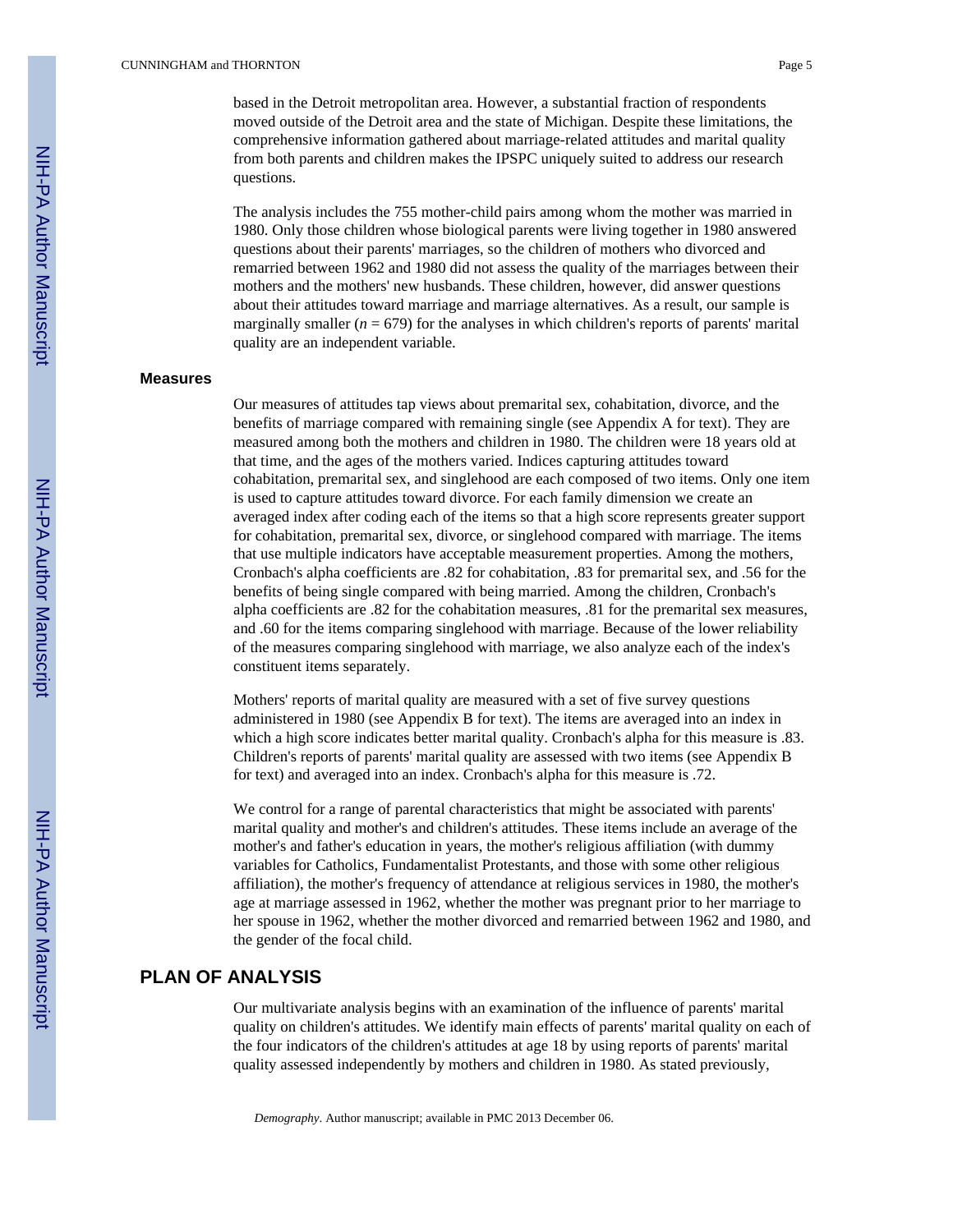based in the Detroit metropolitan area. However, a substantial fraction of respondents moved outside of the Detroit area and the state of Michigan. Despite these limitations, the comprehensive information gathered about marriage-related attitudes and marital quality from both parents and children makes the IPSPC uniquely suited to address our research questions.

The analysis includes the 755 mother-child pairs among whom the mother was married in 1980. Only those children whose biological parents were living together in 1980 answered questions about their parents' marriages, so the children of mothers who divorced and remarried between 1962 and 1980 did not assess the quality of the marriages between their mothers and the mothers' new husbands. These children, however, did answer questions about their attitudes toward marriage and marriage alternatives. As a result, our sample is marginally smaller ($n$ = 679) for the analyses in which children's reports of parents' marital quality are an independent variable.

### Measures

Our measures of attitudes tap views about premarital sex, cohabitation, divorce, and the benefits of marriage compared with remaining single (see Appendix A for text). They are measured among both the mothers and children in 1980. The children were 18 years old at that time, and the ages of the mothers varied. Indices capturing attitudes toward cohabitation, premarital sex, and singlehood are each composed of two items. Only one item is used to capture attitudes toward divorce. For each family dimension we create an averaged index after coding each of the items so that a high score represents greater support for cohabitation, premarital sex, divorce, or singlehood compared with marriage. The items that use multiple indicators have acceptable measurement properties. Among the mothers, Cronbach's alpha coefficients are .82 for cohabitation, .83 for premarital sex, and .56 for the benefits of being single compared with being married. Among the children, Cronbach's alpha coefficients are .82 for the cohabitation measures, .81 for the premarital sex measures, and .60 for the items comparing singlehood with marriage. Because of the lower reliability of the measures comparing singlehood with marriage, we also analyze each of the index's constituent items separately.

Mothers' reports of marital quality are measured with a set of five survey questions administered in 1980 (see Appendix B for text). The items are averaged into an index in which a high score indicates better marital quality. Cronbach's alpha for this measure is .83. Children's reports of parents' marital quality are assessed with two items (see Appendix B for text) and averaged into an index. Cronbach's alpha for this measure is .72.

We control for a range of parental characteristics that might be associated with parents' marital quality and mother's and children's attitudes. These items include an average of the mother's and father's education in years, the mother's religious affiliation (with dummy variables for Catholics, Fundamentalist Protestants, and those with some other religious affiliation), the mother's frequency of attendance at religious services in 1980, the mother's age at marriage assessed in 1962, whether the mother was pregnant prior to her marriage to her spouse in 1962, whether the mother divorced and remarried between 1962 and 1980, and the gender of the focal child.

## PLAN OF ANALYSIS

Our multivariate analysis begins with an examination of the influence of parents' marital quality on children's attitudes. We identify main effects of parents' marital quality on each of the four indicators of the children's attitudes at age 18 by using reports of parents' marital quality assessed independently by mothers and children in 1980. As stated previously,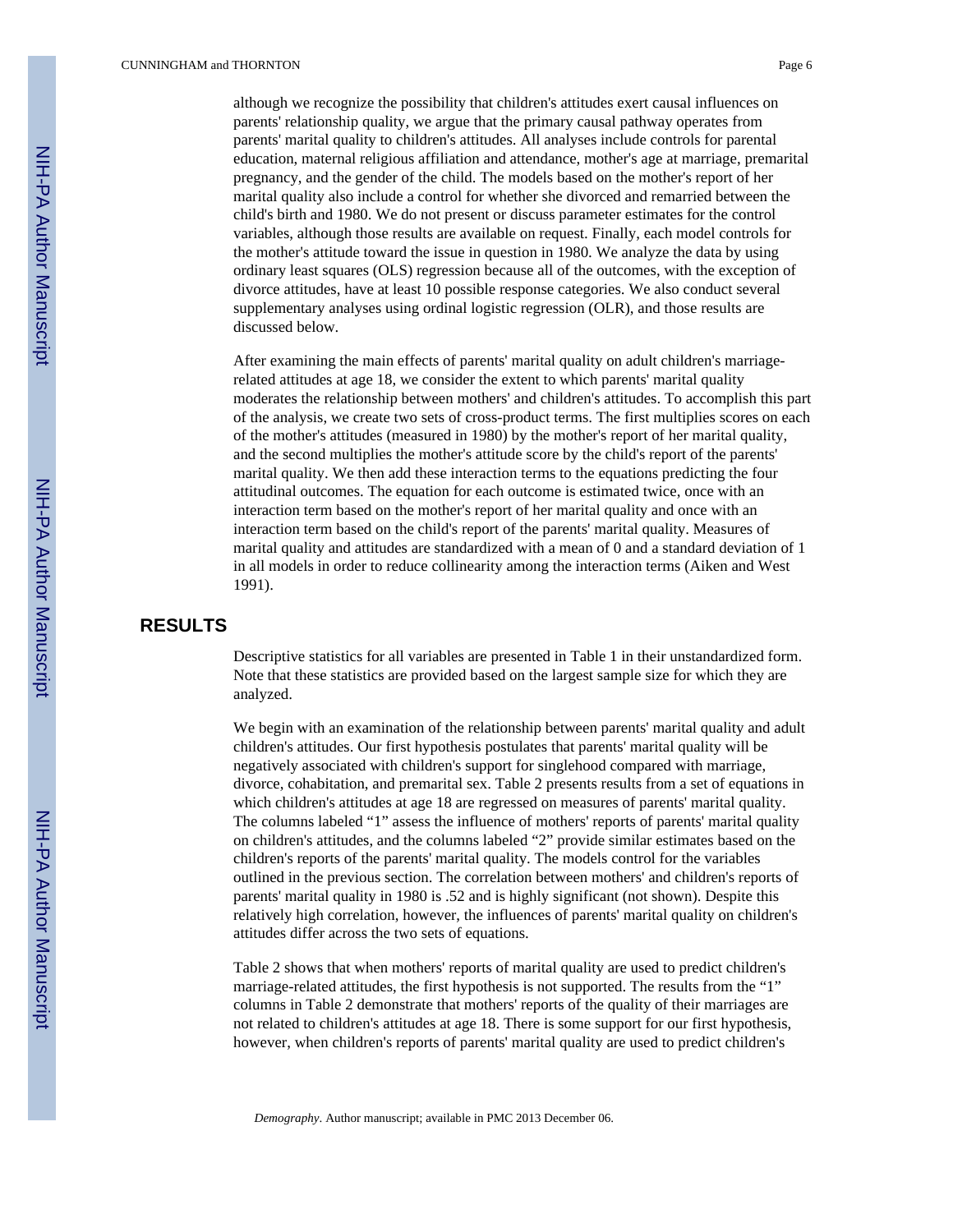although we recognize the possibility that children's attitudes exert causal influences on parents' relationship quality, we argue that the primary causal pathway operates from parents' marital quality to children's attitudes. All analyses include controls for parental education, maternal religious affiliation and attendance, mother's age at marriage, premarital pregnancy, and the gender of the child. The models based on the mother's report of her marital quality also include a control for whether she divorced and remarried between the child's birth and 1980. We do not present or discuss parameter estimates for the control variables, although those results are available on request. Finally, each model controls for the mother's attitude toward the issue in question in 1980. We analyze the data by using ordinary least squares (OLS) regression because all of the outcomes, with the exception of divorce attitudes, have at least 10 possible response categories. We also conduct several supplementary analyses using ordinal logistic regression (OLR), and those results are discussed below.

After examining the main effects of parents' marital quality on adult children's marriage-related attitudes at age 18, we consider the extent to which parents' marital quality moderates the relationship between mothers' and children's attitudes. To accomplish this part of the analysis, we create two sets of cross-product terms. The first multiplies scores on each of the mother's attitudes (measured in 1980) by the mother's report of her marital quality, and the second multiplies the mother's attitude score by the child's report of the parents' marital quality. We then add these interaction terms to the equations predicting the four attitudinal outcomes. The equation for each outcome is estimated twice, once with an interaction term based on the mother's report of her marital quality and once with an interaction term based on the child's report of the parents' marital quality. Measures of marital quality and attitudes are standardized with a mean of 0 and a standard deviation of 1 in all models in order to reduce collinearity among the interaction terms (Aiken and West 1991).

## RESULTS

Descriptive statistics for all variables are presented in Table 1 in their unstandardized form. Note that these statistics are provided based on the largest sample size for which they are analyzed.

We begin with an examination of the relationship between parents' marital quality and adult children's attitudes. Our first hypothesis postulates that parents' marital quality will be negatively associated with children's support for singlehood compared with marriage, divorce, cohabitation, and premarital sex. Table 2 presents results from a set of equations in which children's attitudes at age 18 are regressed on measures of parents' marital quality. The columns labeled "1" assess the influence of mothers' reports of parents' marital quality on children's attitudes, and the columns labeled "2" provide similar estimates based on the children's reports of the parents' marital quality. The models control for the variables outlined in the previous section. The correlation between mothers' and children's reports of parents' marital quality in 1980 is .52 and is highly significant (not shown). Despite this relatively high correlation, however, the influences of parents' marital quality on children's attitudes differ across the two sets of equations.

Table 2 shows that when mothers' reports of marital quality are used to predict children's marriage-related attitudes, the first hypothesis is not supported. The results from the "1" columns in Table 2 demonstrate that mothers' reports of the quality of their marriages are not related to children's attitudes at age 18. There is some support for our first hypothesis, however, when children's reports of parents' marital quality are used to predict children's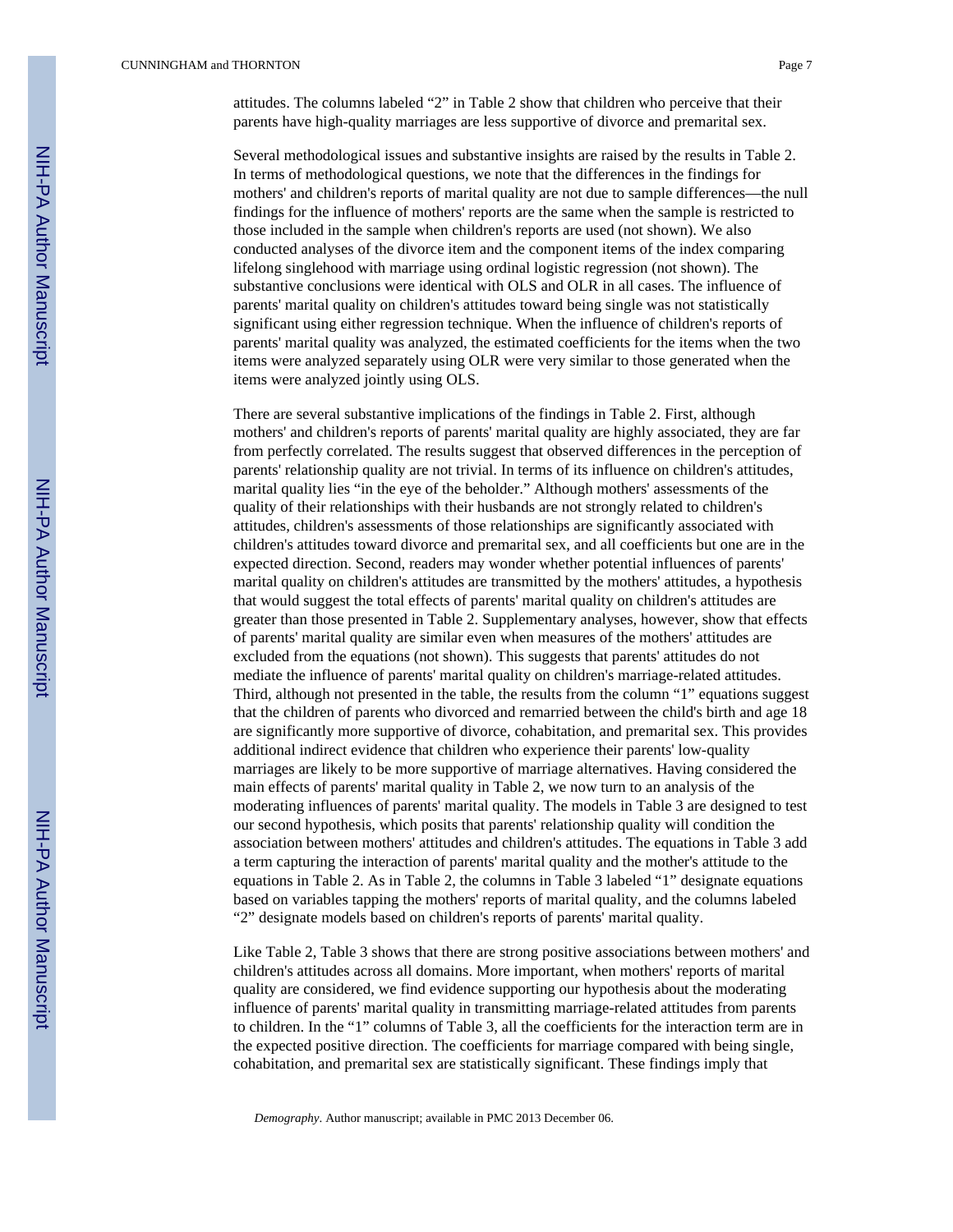attitudes. The columns labeled “2” in Table 2 show that children who perceive that their parents have high-quality marriages are less supportive of divorce and premarital sex.

Several methodological issues and substantive insights are raised by the results in Table 2. In terms of methodological questions, we note that the differences in the findings for mothers' and children's reports of marital quality are not due to sample differences—the null findings for the influence of mothers' reports are the same when the sample is restricted to those included in the sample when children's reports are used (not shown). We also conducted analyses of the divorce item and the component items of the index comparing lifelong singlehood with marriage using ordinal logistic regression (not shown). The substantive conclusions were identical with OLS and OLR in all cases. The influence of parents' marital quality on children's attitudes toward being single was not statistically significant using either regression technique. When the influence of children's reports of parents' marital quality was analyzed, the estimated coefficients for the items when the two items were analyzed separately using OLR were very similar to those generated when the items were analyzed jointly using OLS.

There are several substantive implications of the findings in Table 2. First, although mothers' and children's reports of parents' marital quality are highly associated, they are far from perfectly correlated. The results suggest that observed differences in the perception of parents' relationship quality are not trivial. In terms of its influence on children's attitudes, marital quality lies “in the eye of the beholder.” Although mothers' assessments of the quality of their relationships with their husbands are not strongly related to children's attitudes, children's assessments of those relationships are significantly associated with children's attitudes toward divorce and premarital sex, and all coefficients but one are in the expected direction. Second, readers may wonder whether potential influences of parents' marital quality on children's attitudes are transmitted by the mothers' attitudes, a hypothesis that would suggest the total effects of parents' marital quality on children's attitudes are greater than those presented in Table 2. Supplementary analyses, however, show that effects of parents' marital quality are similar even when measures of the mothers' attitudes are excluded from the equations (not shown). This suggests that parents' attitudes do not mediate the influence of parents' marital quality on children's marriage-related attitudes. Third, although not presented in the table, the results from the column “1” equations suggest that the children of parents who divorced and remarried between the child's birth and age 18 are significantly more supportive of divorce, cohabitation, and premarital sex. This provides additional indirect evidence that children who experience their parents' low-quality marriages are likely to be more supportive of marriage alternatives. Having considered the main effects of parents' marital quality in Table 2, we now turn to an analysis of the moderating influences of parents' marital quality. The models in Table 3 are designed to test our second hypothesis, which posits that parents' relationship quality will condition the association between mothers' attitudes and children's attitudes. The equations in Table 3 add a term capturing the interaction of parents' marital quality and the mother's attitude to the equations in Table 2. As in Table 2, the columns in Table 3 labeled “1” designate equations based on variables tapping the mothers' reports of marital quality, and the columns labeled “2” designate models based on children's reports of parents' marital quality.

Like Table 2, Table 3 shows that there are strong positive associations between mothers' and children's attitudes across all domains. More important, when mothers' reports of marital quality are considered, we find evidence supporting our hypothesis about the moderating influence of parents' marital quality in transmitting marriage-related attitudes from parents to children. In the “1” columns of Table 3, all the coefficients for the interaction term are in the expected positive direction. The coefficients for marriage compared with being single, cohabitation, and premarital sex are statistically significant. These findings imply that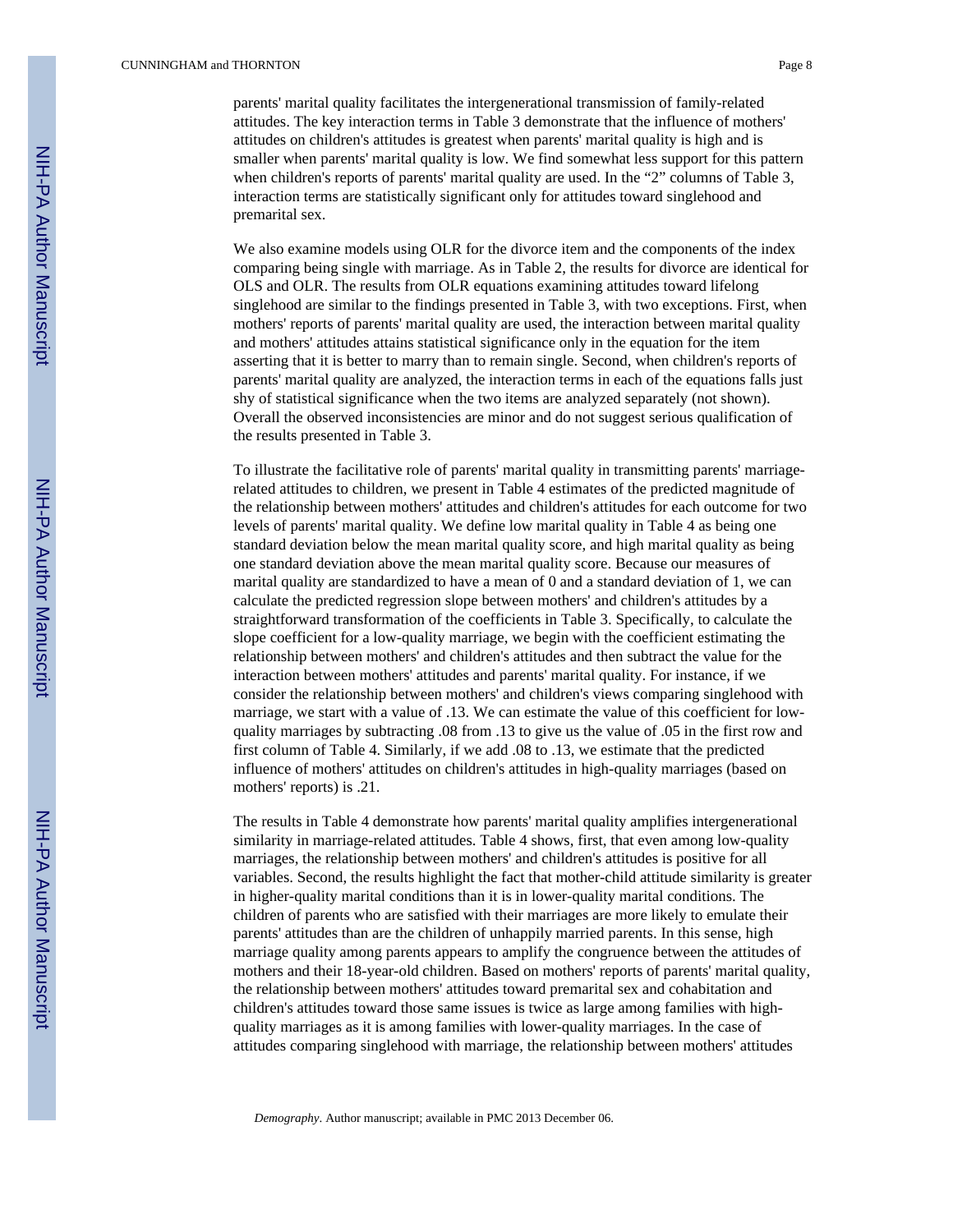parents' marital quality facilitates the intergenerational transmission of family-related attitudes. The key interaction terms in Table 3 demonstrate that the influence of mothers' attitudes on children's attitudes is greatest when parents' marital quality is high and is smaller when parents' marital quality is low. We find somewhat less support for this pattern when children's reports of parents' marital quality are used. In the "2" columns of Table 3, interaction terms are statistically significant only for attitudes toward singlehood and premarital sex.

We also examine models using OLR for the divorce item and the components of the index comparing being single with marriage. As in Table 2, the results for divorce are identical for OLS and OLR. The results from OLR equations examining attitudes toward lifelong singlehood are similar to the findings presented in Table 3, with two exceptions. First, when mothers' reports of parents' marital quality are used, the interaction between marital quality and mothers' attitudes attains statistical significance only in the equation for the item asserting that it is better to marry than to remain single. Second, when children's reports of parents' marital quality are analyzed, the interaction terms in each of the equations falls just shy of statistical significance when the two items are analyzed separately (not shown). Overall the observed inconsistencies are minor and do not suggest serious qualification of the results presented in Table 3.

To illustrate the facilitative role of parents' marital quality in transmitting parents' marriage-related attitudes to children, we present in Table 4 estimates of the predicted magnitude of the relationship between mothers' attitudes and children's attitudes for each outcome for two levels of parents' marital quality. We define low marital quality in Table 4 as being one standard deviation below the mean marital quality score, and high marital quality as being one standard deviation above the mean marital quality score. Because our measures of marital quality are standardized to have a mean of 0 and a standard deviation of 1, we can calculate the predicted regression slope between mothers' and children's attitudes by a straightforward transformation of the coefficients in Table 3. Specifically, to calculate the slope coefficient for a low-quality marriage, we begin with the coefficient estimating the relationship between mothers' and children's attitudes and then subtract the value for the interaction between mothers' attitudes and parents' marital quality. For instance, if we consider the relationship between mothers' and children's views comparing singlehood with marriage, we start with a value of .13. We can estimate the value of this coefficient for low-quality marriages by subtracting .08 from .13 to give us the value of .05 in the first row and first column of Table 4. Similarly, if we add .08 to .13, we estimate that the predicted influence of mothers' attitudes on children's attitudes in high-quality marriages (based on mothers' reports) is .21.

The results in Table 4 demonstrate how parents' marital quality amplifies intergenerational similarity in marriage-related attitudes. Table 4 shows, first, that even among low-quality marriages, the relationship between mothers' and children's attitudes is positive for all variables. Second, the results highlight the fact that mother-child attitude similarity is greater in higher-quality marital conditions than it is in lower-quality marital conditions. The children of parents who are satisfied with their marriages are more likely to emulate their parents' attitudes than are the children of unhappily married parents. In this sense, high marriage quality among parents appears to amplify the congruence between the attitudes of mothers and their 18-year-old children. Based on mothers' reports of parents' marital quality, the relationship between mothers' attitudes toward premarital sex and cohabitation and children's attitudes toward those same issues is twice as large among families with high-quality marriages as it is among families with lower-quality marriages. In the case of attitudes comparing singlehood with marriage, the relationship between mothers' attitudes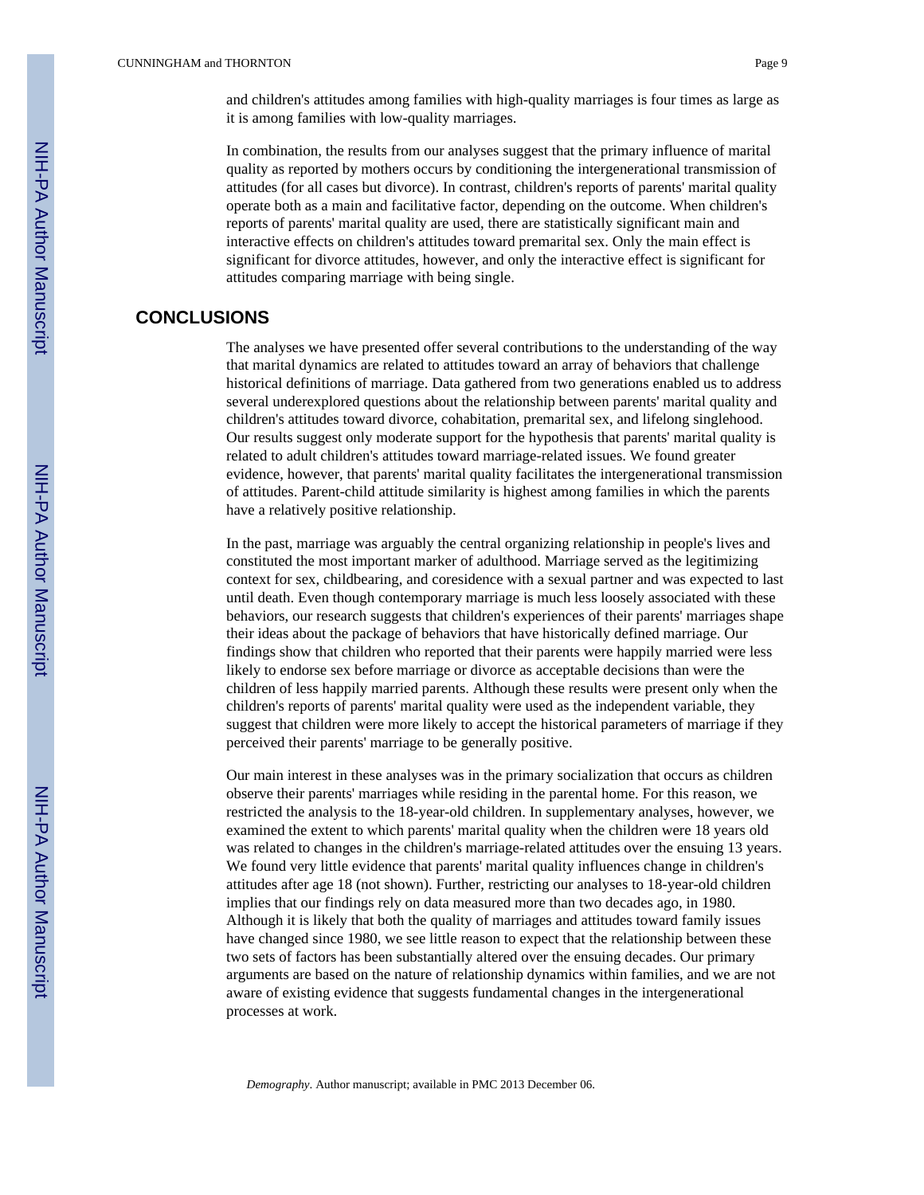and children's attitudes among families with high-quality marriages is four times as large as it is among families with low-quality marriages.

In combination, the results from our analyses suggest that the primary influence of marital quality as reported by mothers occurs by conditioning the intergenerational transmission of attitudes (for all cases but divorce). In contrast, children's reports of parents' marital quality operate both as a main and facilitative factor, depending on the outcome. When children's reports of parents' marital quality are used, there are statistically significant main and interactive effects on children's attitudes toward premarital sex. Only the main effect is significant for divorce attitudes, however, and only the interactive effect is significant for attitudes comparing marriage with being single.

## CONCLUSIONS

The analyses we have presented offer several contributions to the understanding of the way that marital dynamics are related to attitudes toward an array of behaviors that challenge historical definitions of marriage. Data gathered from two generations enabled us to address several underexplored questions about the relationship between parents' marital quality and children's attitudes toward divorce, cohabitation, premarital sex, and lifelong singlehood. Our results suggest only moderate support for the hypothesis that parents' marital quality is related to adult children's attitudes toward marriage-related issues. We found greater evidence, however, that parents' marital quality facilitates the intergenerational transmission of attitudes. Parent-child attitude similarity is highest among families in which the parents have a relatively positive relationship.

In the past, marriage was arguably the central organizing relationship in people's lives and constituted the most important marker of adulthood. Marriage served as the legitimizing context for sex, childbearing, and coresidence with a sexual partner and was expected to last until death. Even though contemporary marriage is much less loosely associated with these behaviors, our research suggests that children's experiences of their parents' marriages shape their ideas about the package of behaviors that have historically defined marriage. Our findings show that children who reported that their parents were happily married were less likely to endorse sex before marriage or divorce as acceptable decisions than were the children of less happily married parents. Although these results were present only when the children's reports of parents' marital quality were used as the independent variable, they suggest that children were more likely to accept the historical parameters of marriage if they perceived their parents' marriage to be generally positive.

Our main interest in these analyses was in the primary socialization that occurs as children observe their parents' marriages while residing in the parental home. For this reason, we restricted the analysis to the 18-year-old children. In supplementary analyses, however, we examined the extent to which parents' marital quality when the children were 18 years old was related to changes in the children's marriage-related attitudes over the ensuing 13 years. We found very little evidence that parents' marital quality influences change in children's attitudes after age 18 (not shown). Further, restricting our analyses to 18-year-old children implies that our findings rely on data measured more than two decades ago, in 1980. Although it is likely that both the quality of marriages and attitudes toward family issues have changed since 1980, we see little reason to expect that the relationship between these two sets of factors has been substantially altered over the ensuing decades. Our primary arguments are based on the nature of relationship dynamics within families, and we are not aware of existing evidence that suggests fundamental changes in the intergenerational processes at work.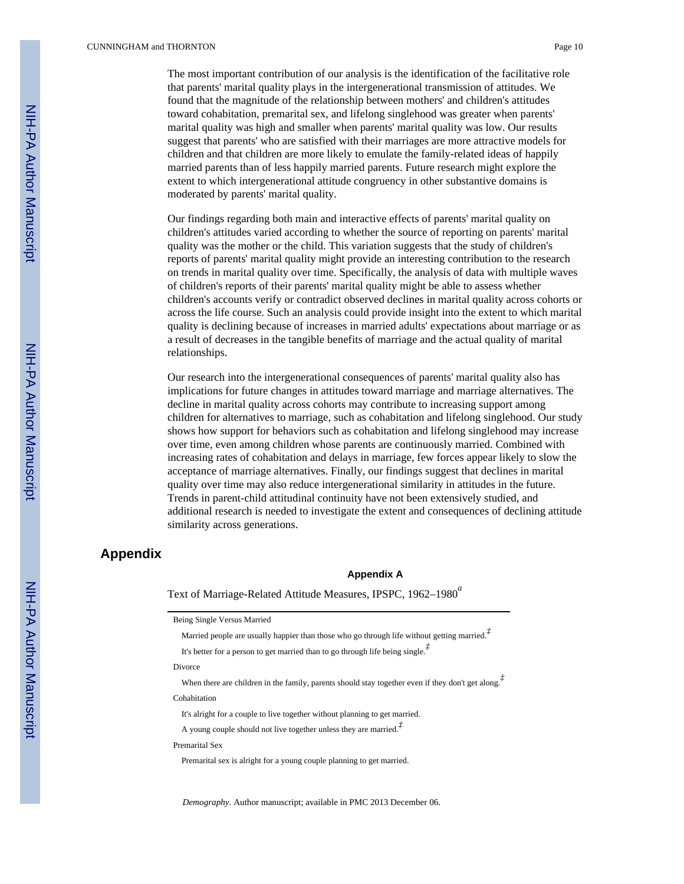The most important contribution of our analysis is the identification of the facilitative role that parents' marital quality plays in the intergenerational transmission of attitudes. We found that the magnitude of the relationship between mothers' and children's attitudes toward cohabitation, premarital sex, and lifelong singlehood was greater when parents' marital quality was high and smaller when parents' marital quality was low. Our results suggest that parents' who are satisfied with their marriages are more attractive models for children and that children are more likely to emulate the family-related ideas of happily married parents than of less happily married parents. Future research might explore the extent to which intergenerational attitude congruency in other substantive domains is moderated by parents' marital quality.

Our findings regarding both main and interactive effects of parents' marital quality on children's attitudes varied according to whether the source of reporting on parents' marital quality was the mother or the child. This variation suggests that the study of children's reports of parents' marital quality might provide an interesting contribution to the research on trends in marital quality over time. Specifically, the analysis of data with multiple waves of children's reports of their parents' marital quality might be able to assess whether children's accounts verify or contradict observed declines in marital quality across cohorts or across the life course. Such an analysis could provide insight into the extent to which marital quality is declining because of increases in married adults' expectations about marriage or as a result of decreases in the tangible benefits of marriage and the actual quality of marital relationships.

Our research into the intergenerational consequences of parents' marital quality also has implications for future changes in attitudes toward marriage and marriage alternatives. The decline in marital quality across cohorts may contribute to increasing support among children for alternatives to marriage, such as cohabitation and lifelong singlehood. Our study shows how support for behaviors such as cohabitation and lifelong singlehood may increase over time, even among children whose parents are continuously married. Combined with increasing rates of cohabitation and delays in marriage, few forces appear likely to slow the acceptance of marriage alternatives. Finally, our findings suggest that declines in marital quality over time may also reduce intergenerational similarity in attitudes in the future. Trends in parent-child attitudinal continuity have not been extensively studied, and additional research is needed to investigate the extent and consequences of declining attitude similarity across generations.

# Appendix

### Appendix A

Text of Marriage-Related Attitude Measures, IPSPC, 1962–1980[a]

| |
|---|
| Being Single Versus Married |
| Married people are usually happier than those who go through life without getting married.[‡] |
| It's better for a person to get married than to go through life being single.[‡] |
| Divorce |
| When there are children in the family, parents should stay together even if they don't get along.[‡] |
| Cohabitation |
| It's alright for a couple to live together without planning to get married. |
| A young couple should not live together unless they are married.[‡] |
| Premarital Sex |
| Premarital sex is alright for a young couple planning to get married. |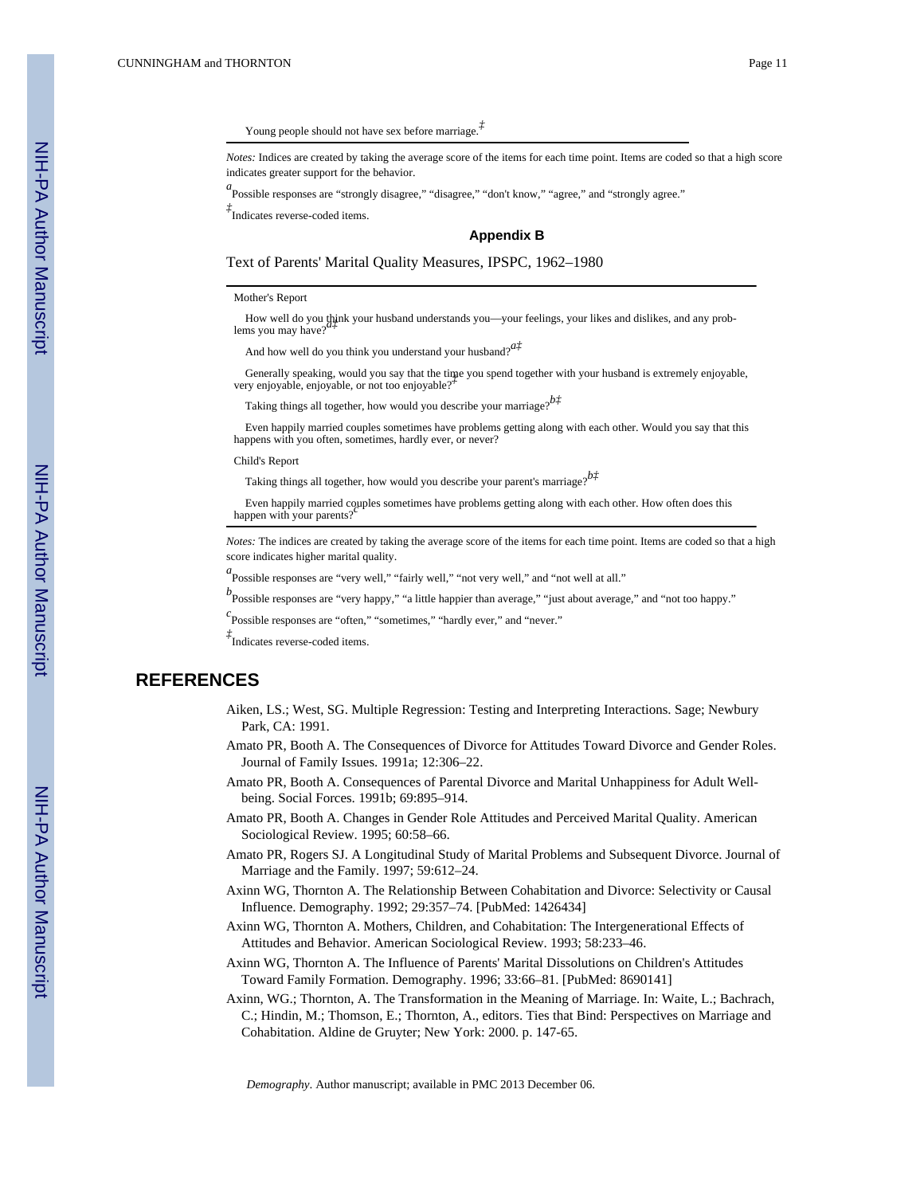Young people should not have sex before marriage.[‡]

*Notes:* Indices are created by taking the average score of the items for each time point. Items are coded so that a high score indicates greater support for the behavior.

[a]Possible responses are "strongly disagree," "disagree," "don't know," "agree," and "strongly agree."

[‡]Indicates reverse-coded items.

## Appendix B

Text of Parents' Marital Quality Measures, IPSPC, 1962–1980

| |
|---|
| Mother's Report |
| How well do you think your husband understands you—your feelings, your likes and dislikes, and any problems you may have?[a‡] |
| And how well do you think you understand your husband?[a‡] |
| Generally speaking, would you say that the time you spend together with your husband is extremely enjoyable, very enjoyable, enjoyable, or not too enjoyable?[‡] |
| Taking things all together, how would you describe your marriage?[b‡] |
| Even happily married couples sometimes have problems getting along with each other. Would you say that this happens with you often, sometimes, hardly ever, or never? |
| Child's Report |
| Taking things all together, how would you describe your parent's marriage?[b‡] |
| Even happily married couples sometimes have problems getting along with each other. How often does this happen with your parents?[c] |

*Notes:* The indices are created by taking the average score of the items for each time point. Items are coded so that a high score indicates higher marital quality.

[a]Possible responses are "very well," "fairly well," "not very well," and "not well at all."

[b]Possible responses are "very happy," "a little happier than average," "just about average," and "not too happy."

[c]Possible responses are "often," "sometimes," "hardly ever," and "never."

[‡]Indicates reverse-coded items.

# REFERENCES

Aiken, LS.; West, SG. Multiple Regression: Testing and Interpreting Interactions. Sage; Newbury Park, CA: 1991.

Amato PR, Booth A. The Consequences of Divorce for Attitudes Toward Divorce and Gender Roles. Journal of Family Issues. 1991a; 12:306–22.

Amato PR, Booth A. Consequences of Parental Divorce and Marital Unhappiness for Adult Well-being. Social Forces. 1991b; 69:895–914.

Amato PR, Booth A. Changes in Gender Role Attitudes and Perceived Marital Quality. American Sociological Review. 1995; 60:58–66.

Amato PR, Rogers SJ. A Longitudinal Study of Marital Problems and Subsequent Divorce. Journal of Marriage and the Family. 1997; 59:612–24.

Axinn WG, Thornton A. The Relationship Between Cohabitation and Divorce: Selectivity or Causal Influence. Demography. 1992; 29:357–74. [PubMed: 1426434]

Axinn WG, Thornton A. Mothers, Children, and Cohabitation: The Intergenerational Effects of Attitudes and Behavior. American Sociological Review. 1993; 58:233–46.

Axinn WG, Thornton A. The Influence of Parents' Marital Dissolutions on Children's Attitudes Toward Family Formation. Demography. 1996; 33:66–81. [PubMed: 8690141]

Axinn, WG.; Thornton, A. The Transformation in the Meaning of Marriage. In: Waite, L.; Bachrach, C.; Hindin, M.; Thomson, E.; Thornton, A., editors. Ties that Bind: Perspectives on Marriage and Cohabitation. Aldine de Gruyter; New York: 2000. p. 147-65.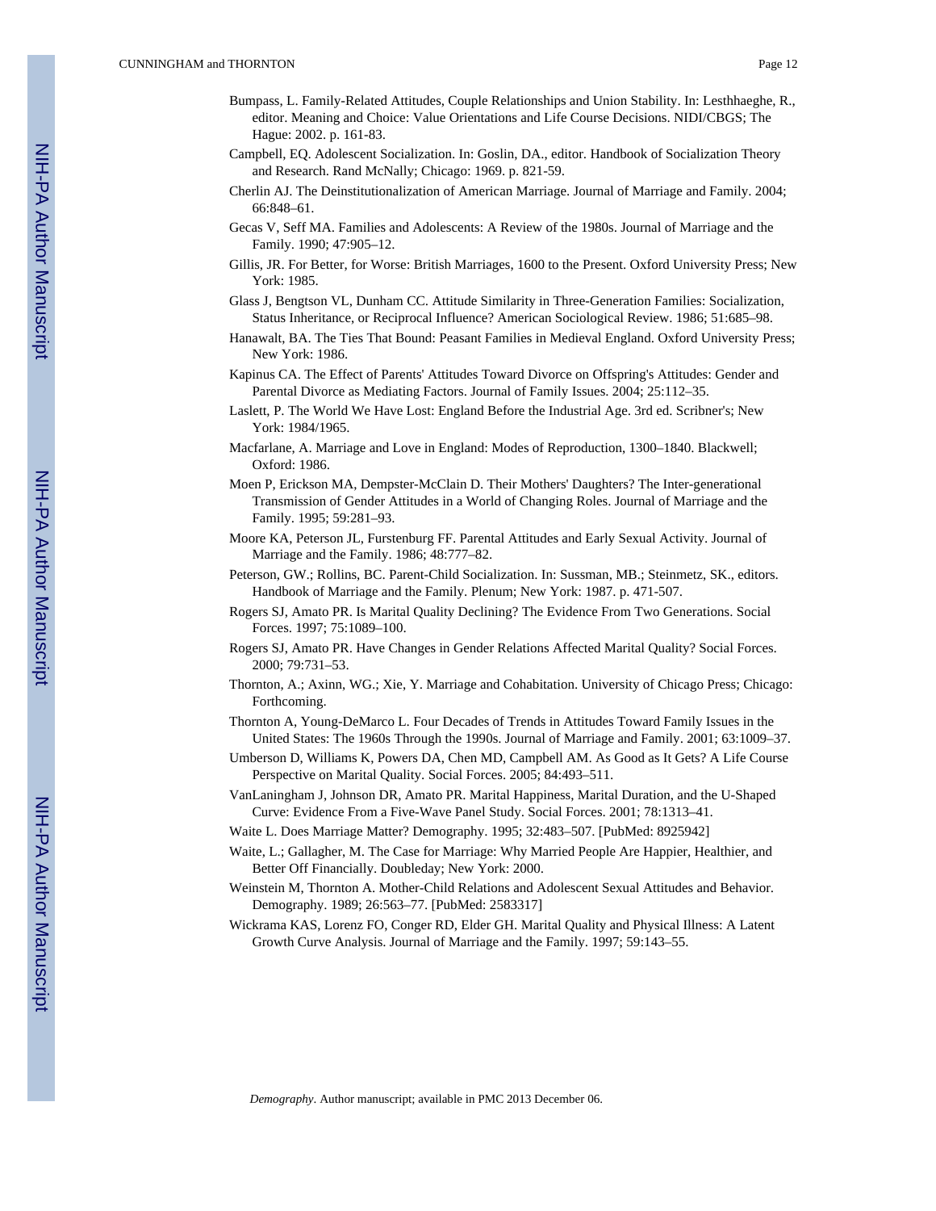Bumpass, L. Family-Related Attitudes, Couple Relationships and Union Stability. In: Lesthhaeghe, R., editor. Meaning and Choice: Value Orientations and Life Course Decisions. NIDI/CBGS; The Hague: 2002. p. 161-83.

Campbell, EQ. Adolescent Socialization. In: Goslin, DA., editor. Handbook of Socialization Theory and Research. Rand McNally; Chicago: 1969. p. 821-59.

Cherlin AJ. The Deinstitutionalization of American Marriage. Journal of Marriage and Family. 2004; 66:848–61.

Gecas V, Seff MA. Families and Adolescents: A Review of the 1980s. Journal of Marriage and the Family. 1990; 47:905–12.

Gillis, JR. For Better, for Worse: British Marriages, 1600 to the Present. Oxford University Press; New York: 1985.

Glass J, Bengtson VL, Dunham CC. Attitude Similarity in Three-Generation Families: Socialization, Status Inheritance, or Reciprocal Influence? American Sociological Review. 1986; 51:685–98.

Hanawalt, BA. The Ties That Bound: Peasant Families in Medieval England. Oxford University Press; New York: 1986.

Kapinus CA. The Effect of Parents' Attitudes Toward Divorce on Offspring's Attitudes: Gender and Parental Divorce as Mediating Factors. Journal of Family Issues. 2004; 25:112–35.

Laslett, P. The World We Have Lost: England Before the Industrial Age. 3rd ed. Scribner's; New York: 1984/1965.

Macfarlane, A. Marriage and Love in England: Modes of Reproduction, 1300–1840. Blackwell; Oxford: 1986.

Moen P, Erickson MA, Dempster-McClain D. Their Mothers' Daughters? The Inter-generational Transmission of Gender Attitudes in a World of Changing Roles. Journal of Marriage and the Family. 1995; 59:281–93.

Moore KA, Peterson JL, Furstenburg FF. Parental Attitudes and Early Sexual Activity. Journal of Marriage and the Family. 1986; 48:777–82.

Peterson, GW.; Rollins, BC. Parent-Child Socialization. In: Sussman, MB.; Steinmetz, SK., editors. Handbook of Marriage and the Family. Plenum; New York: 1987. p. 471-507.

Rogers SJ, Amato PR. Is Marital Quality Declining? The Evidence From Two Generations. Social Forces. 1997; 75:1089–100.

Rogers SJ, Amato PR. Have Changes in Gender Relations Affected Marital Quality? Social Forces. 2000; 79:731–53.

Thornton, A.; Axinn, WG.; Xie, Y. Marriage and Cohabitation. University of Chicago Press; Chicago: Forthcoming.

Thornton A, Young-DeMarco L. Four Decades of Trends in Attitudes Toward Family Issues in the United States: The 1960s Through the 1990s. Journal of Marriage and Family. 2001; 63:1009–37.

Umberson D, Williams K, Powers DA, Chen MD, Campbell AM. As Good as It Gets? A Life Course Perspective on Marital Quality. Social Forces. 2005; 84:493–511.

VanLaningham J, Johnson DR, Amato PR. Marital Happiness, Marital Duration, and the U-Shaped Curve: Evidence From a Five-Wave Panel Study. Social Forces. 2001; 78:1313–41.

Waite L. Does Marriage Matter? Demography. 1995; 32:483–507. [PubMed: 8925942]

Waite, L.; Gallagher, M. The Case for Marriage: Why Married People Are Happier, Healthier, and Better Off Financially. Doubleday; New York: 2000.

Weinstein M, Thornton A. Mother-Child Relations and Adolescent Sexual Attitudes and Behavior. Demography. 1989; 26:563–77. [PubMed: 2583317]

Wickrama KAS, Lorenz FO, Conger RD, Elder GH. Marital Quality and Physical Illness: A Latent Growth Curve Analysis. Journal of Marriage and the Family. 1997; 59:143–55.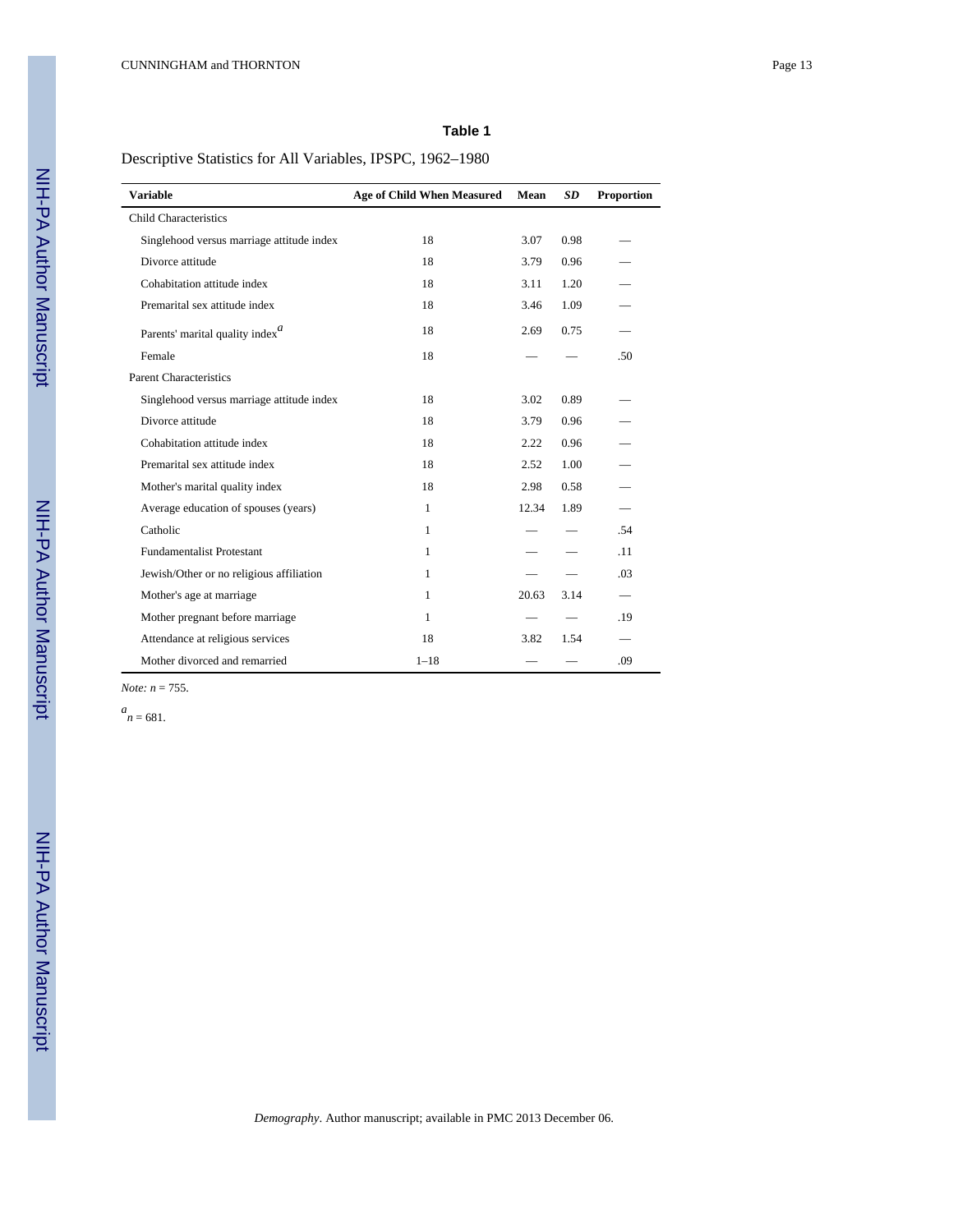**Table 1**

Descriptive Statistics for All Variables, IPSPC, 1962–1980

| Variable | Age of Child When Measured | Mean | *SD* | Proportion |
|---|---|---|---|---|
| Child Characteristics | | | | |
| Singlehood versus marriage attitude index | 18 | 3.07 | 0.98 | — |
| Divorce attitude | 18 | 3.79 | 0.96 | — |
| Cohabitation attitude index | 18 | 3.11 | 1.20 | — |
| Premarital sex attitude index | 18 | 3.46 | 1.09 | — |
| Parents' marital quality index[a] | 18 | 2.69 | 0.75 | — |
| Female | 18 | — | — | .50 |
| Parent Characteristics | | | | |
| Singlehood versus marriage attitude index | 18 | 3.02 | 0.89 | — |
| Divorce attitude | 18 | 3.79 | 0.96 | — |
| Cohabitation attitude index | 18 | 2.22 | 0.96 | — |
| Premarital sex attitude index | 18 | 2.52 | 1.00 | — |
| Mother's marital quality index | 18 | 2.98 | 0.58 | — |
| Average education of spouses (years) | 1 | 12.34 | 1.89 | — |
| Catholic | 1 | — | — | .54 |
| Fundamentalist Protestant | 1 | — | — | .11 |
| Jewish/Other or no religious affiliation | 1 | — | — | .03 |
| Mother's age at marriage | 1 | 20.63 | 3.14 | — |
| Mother pregnant before marriage | 1 | — | — | .19 |
| Attendance at religious services | 18 | 3.82 | 1.54 | — |
| Mother divorced and remarried | 1–18 | — | — | .09 |

*Note: n* = 755.

[a] *n* = 681.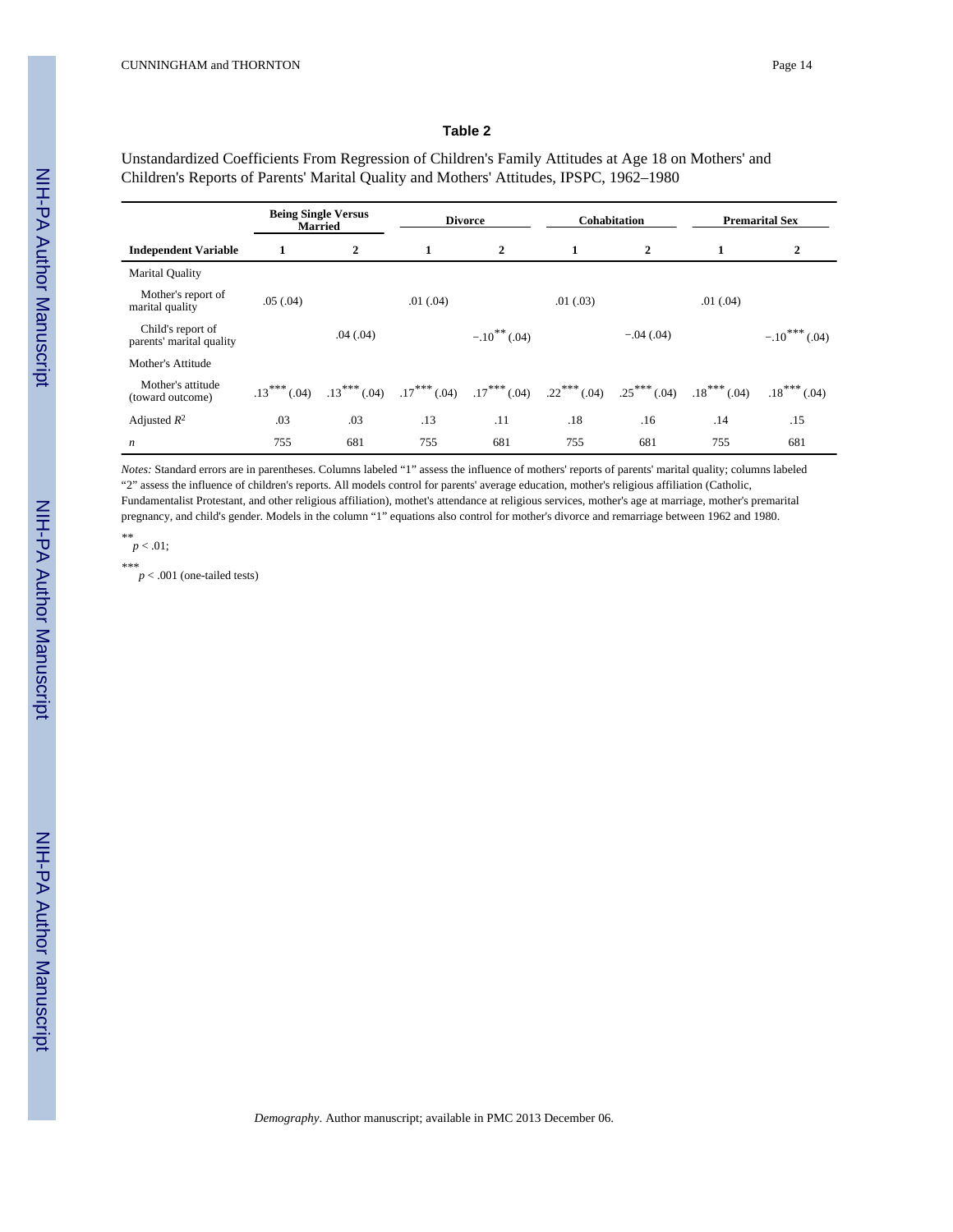**Table 2**

Unstandardized Coefficients From Regression of Children's Family Attitudes at Age 18 on Mothers' and Children's Reports of Parents' Marital Quality and Mothers' Attitudes, IPSPC, 1962–1980

| | Being Single Versus Married | | Divorce | | Cohabitation | | Premarital Sex | |
|---|---|---|---|---|---|---|---|---|
| **Independent Variable** | **1** | **2** | **1** | **2** | **1** | **2** | **1** | **2** |
| Marital Quality | | | | | | | | |
| Mother's report of marital quality | .05 (.04) | | .01 (.04) | | .01 (.03) | | .01 (.04) | |
| Child's report of parents' marital quality | | .04 (.04) | | $-.10^{**}$ (.04) | | −.04 (.04) | | $-.10^{***}$ (.04) |
| Mother's Attitude | | | | | | | | |
| Mother's attitude (toward outcome) | $.13^{***}$ (.04) | $.13^{***}$ (.04) | $.17^{***}$ (.04) | $.17^{***}$ (.04) | $.22^{***}$ (.04) | $.25^{***}$ (.04) | $.18^{***}$ (.04) | $.18^{***}$ (.04) |
| Adjusted $R^2$ | .03 | .03 | .13 | .11 | .18 | .16 | .14 | .15 |
| *n* | 755 | 681 | 755 | 681 | 755 | 681 | 755 | 681 |

*Notes:* Standard errors are in parentheses. Columns labeled "1" assess the influence of mothers' reports of parents' marital quality; columns labeled "2" assess the influence of children's reports. All models control for parents' average education, mother's religious affiliation (Catholic, Fundamentalist Protestant, and other religious affiliation), mothet's attendance at religious services, mother's age at marriage, mother's premarital pregnancy, and child's gender. Models in the column "1" equations also control for mother's divorce and remarriage between 1962 and 1980.

** $p < .01$;

*** $p < .001$ (one-tailed tests)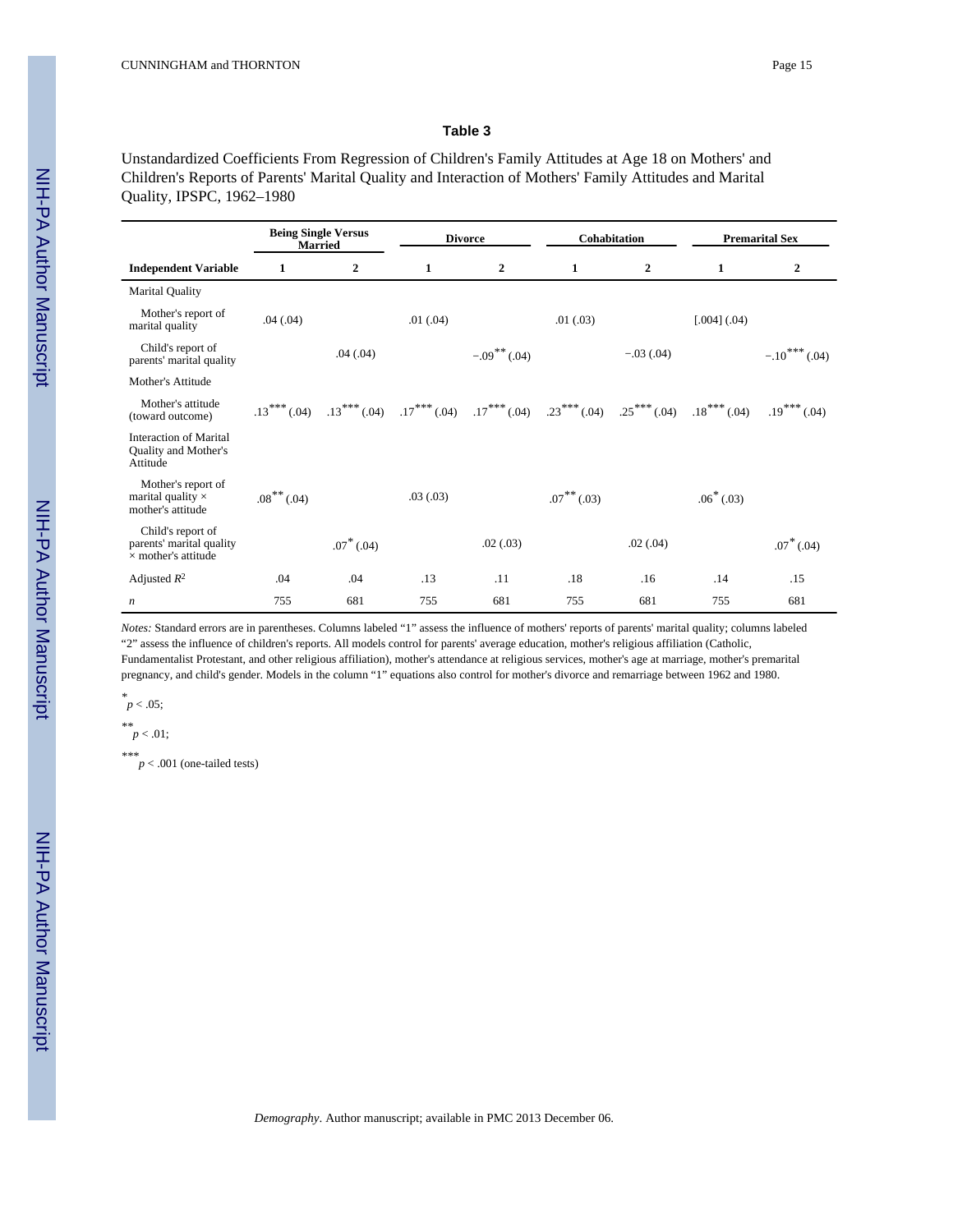## Table 3

Unstandardized Coefficients From Regression of Children's Family Attitudes at Age 18 on Mothers' and Children's Reports of Parents' Marital Quality and Interaction of Mothers' Family Attitudes and Marital Quality, IPSPC, 1962–1980

| | Being Single Versus Married | | Divorce | | Cohabitation | | Premarital Sex | |
|---|---|---|---|---|---|---|---|---|
| **Independent Variable** | **1** | **2** | **1** | **2** | **1** | **2** | **1** | **2** |
| Marital Quality | | | | | | | | |
| Mother's report of marital quality | .04 (.04) | | .01 (.04) | | .01 (.03) | | [.004] (.04) | |
| Child's report of parents' marital quality | | .04 (.04) | | $-.09^{**}$ (.04) | | −.03 (.04) | | $-.10^{***}$ (.04) |
| Mother's Attitude | | | | | | | | |
| Mother's attitude (toward outcome) | $.13^{***}$ (.04) | $.13^{***}$ (.04) | $.17^{***}$ (.04) | $.17^{***}$ (.04) | $.23^{***}$ (.04) | $.25^{***}$ (.04) | $.18^{***}$ (.04) | $.19^{***}$ (.04) |
| Interaction of Marital Quality and Mother's Attitude | | | | | | | | |
| Mother's report of marital quality × mother's attitude | $.08^{**}$ (.04) | | .03 (.03) | | $.07^{**}$ (.03) | | $.06^{*}$ (.03) | |
| Child's report of parents' marital quality × mother's attitude | | $.07^{*}$ (.04) | | .02 (.03) | | .02 (.04) | | $.07^{*}$ (.04) |
| Adjusted $R^2$ | .04 | .04 | .13 | .11 | .18 | .16 | .14 | .15 |
| *n* | 755 | 681 | 755 | 681 | 755 | 681 | 755 | 681 |

*Notes:* Standard errors are in parentheses. Columns labeled "1" assess the influence of mothers' reports of parents' marital quality; columns labeled "2" assess the influence of children's reports. All models control for parents' average education, mother's religious affiliation (Catholic, Fundamentalist Protestant, and other religious affiliation), mother's attendance at religious services, mother's age at marriage, mother's premarital pregnancy, and child's gender. Models in the column "1" equations also control for mother's divorce and remarriage between 1962 and 1980.

\* $p < .05$;

\*\* $p < .01$;

\*\*\* $p < .001$ (one-tailed tests)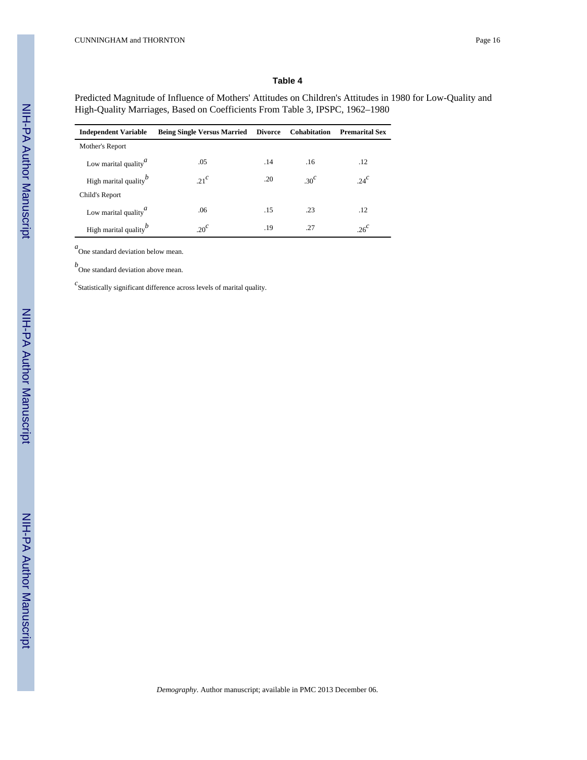## Table 4

Predicted Magnitude of Influence of Mothers' Attitudes on Children's Attitudes in 1980 for Low-Quality and High-Quality Marriages, Based on Coefficients From Table 3, IPSPC, 1962–1980

| Independent Variable | Being Single Versus Married | Divorce | Cohabitation | Premarital Sex |
|---|---|---|---|---|
| Mother's Report | | | | |
| Low marital quality[a] | .05 | .14 | .16 | .12 |
| High marital quality[b] | .21[c] | .20 | .30[c] | .24[c] |
| Child's Report | | | | |
| Low marital quality[a] | .06 | .15 | .23 | .12 |
| High marital quality[b] | .20[c] | .19 | .27 | .26[c] |

[a]One standard deviation below mean.

[b]One standard deviation above mean.

[c]Statistically significant difference across levels of marital quality.